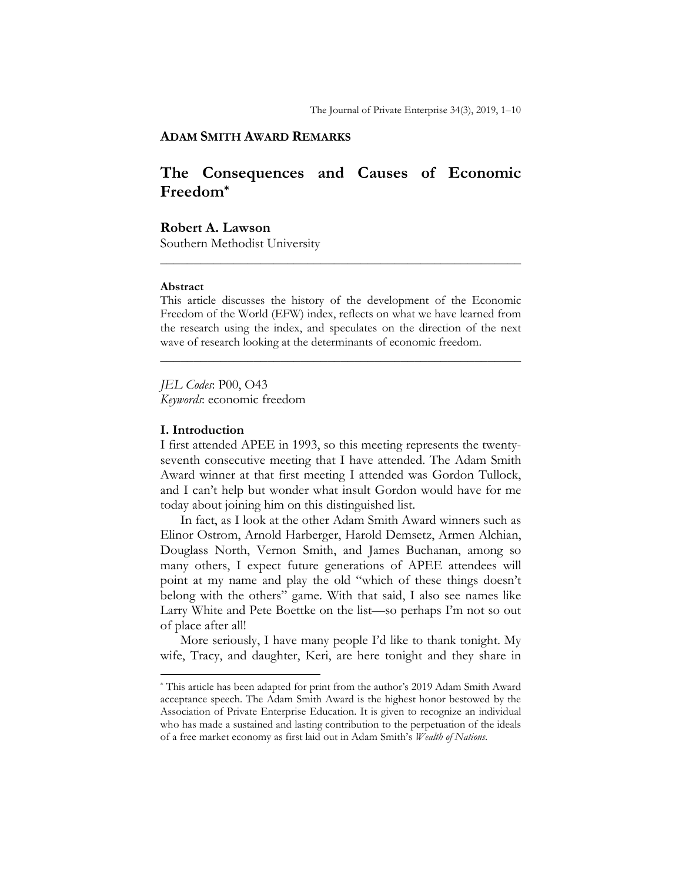**ADAM SMITH AWARD REMARKS**

# The Consequences and Causes of Economic Freedom*

**Robert A. Lawson**
Southern Methodist University

---

**Abstract**

This article discusses the history of the development of the Economic Freedom of the World (EFW) index, reflects on what we have learned from the research using the index, and speculates on the direction of the next wave of research looking at the determinants of economic freedom.

---

*JEL Codes*: P00, O43
*Keywords*: economic freedom

## I. Introduction

I first attended APEE in 1993, so this meeting represents the twenty-seventh consecutive meeting that I have attended. The Adam Smith Award winner at that first meeting I attended was Gordon Tullock, and I can't help but wonder what insult Gordon would have for me today about joining him on this distinguished list.

In fact, as I look at the other Adam Smith Award winners such as Elinor Ostrom, Arnold Harberger, Harold Demsetz, Armen Alchian, Douglass North, Vernon Smith, and James Buchanan, among so many others, I expect future generations of APEE attendees will point at my name and play the old "which of these things doesn't belong with the others" game. With that said, I also see names like Larry White and Pete Boettke on the list—so perhaps I'm not so out of place after all!

More seriously, I have many people I'd like to thank tonight. My wife, Tracy, and daughter, Keri, are here tonight and they share in

---

* This article has been adapted for print from the author's 2019 Adam Smith Award acceptance speech. The Adam Smith Award is the highest honor bestowed by the Association of Private Enterprise Education. It is given to recognize an individual who has made a sustained and lasting contribution to the perpetuation of the ideals of a free market economy as first laid out in Adam Smith's *Wealth of Nations*.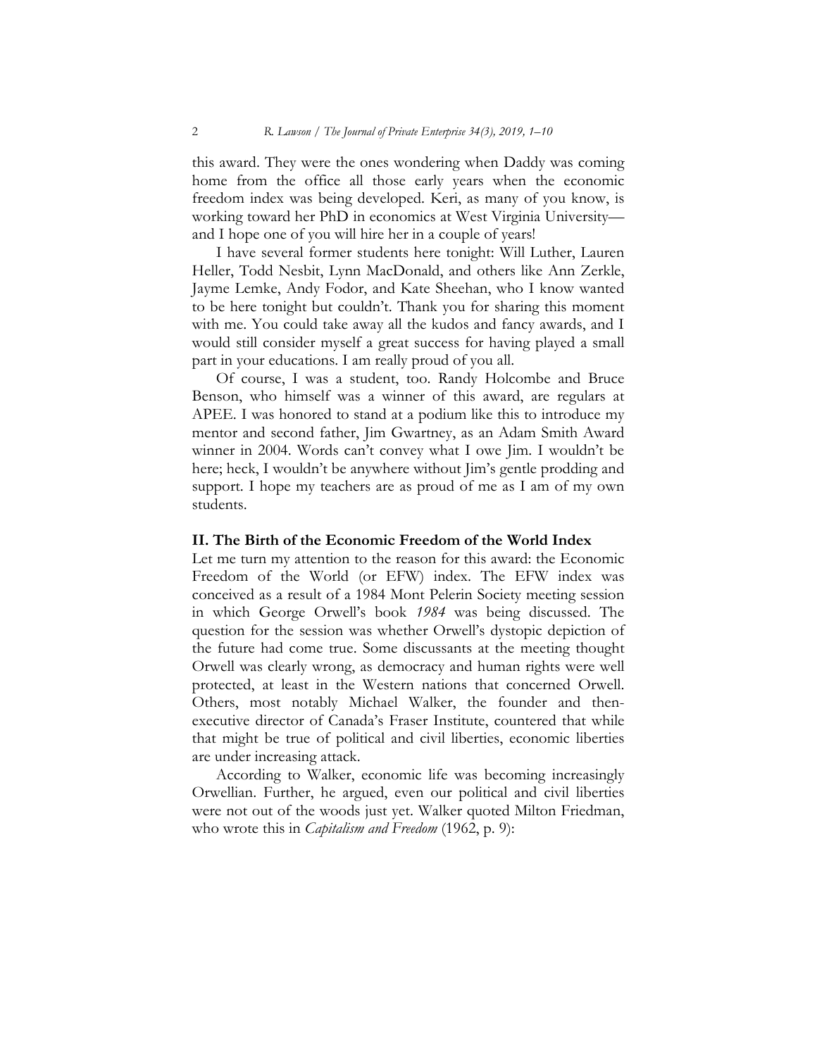this award. They were the ones wondering when Daddy was coming home from the office all those early years when the economic freedom index was being developed. Keri, as many of you know, is working toward her PhD in economics at West Virginia University—and I hope one of you will hire her in a couple of years!

I have several former students here tonight: Will Luther, Lauren Heller, Todd Nesbit, Lynn MacDonald, and others like Ann Zerkle, Jayme Lemke, Andy Fodor, and Kate Sheehan, who I know wanted to be here tonight but couldn't. Thank you for sharing this moment with me. You could take away all the kudos and fancy awards, and I would still consider myself a great success for having played a small part in your educations. I am really proud of you all.

Of course, I was a student, too. Randy Holcombe and Bruce Benson, who himself was a winner of this award, are regulars at APEE. I was honored to stand at a podium like this to introduce my mentor and second father, Jim Gwartney, as an Adam Smith Award winner in 2004. Words can't convey what I owe Jim. I wouldn't be here; heck, I wouldn't be anywhere without Jim's gentle prodding and support. I hope my teachers are as proud of me as I am of my own students.

## II. The Birth of the Economic Freedom of the World Index

Let me turn my attention to the reason for this award: the Economic Freedom of the World (or EFW) index. The EFW index was conceived as a result of a 1984 Mont Pelerin Society meeting session in which George Orwell's book *1984* was being discussed. The question for the session was whether Orwell's dystopic depiction of the future had come true. Some discussants at the meeting thought Orwell was clearly wrong, as democracy and human rights were well protected, at least in the Western nations that concerned Orwell. Others, most notably Michael Walker, the founder and then-executive director of Canada's Fraser Institute, countered that while that might be true of political and civil liberties, economic liberties are under increasing attack.

According to Walker, economic life was becoming increasingly Orwellian. Further, he argued, even our political and civil liberties were not out of the woods just yet. Walker quoted Milton Friedman, who wrote this in *Capitalism and Freedom* (1962, p. 9):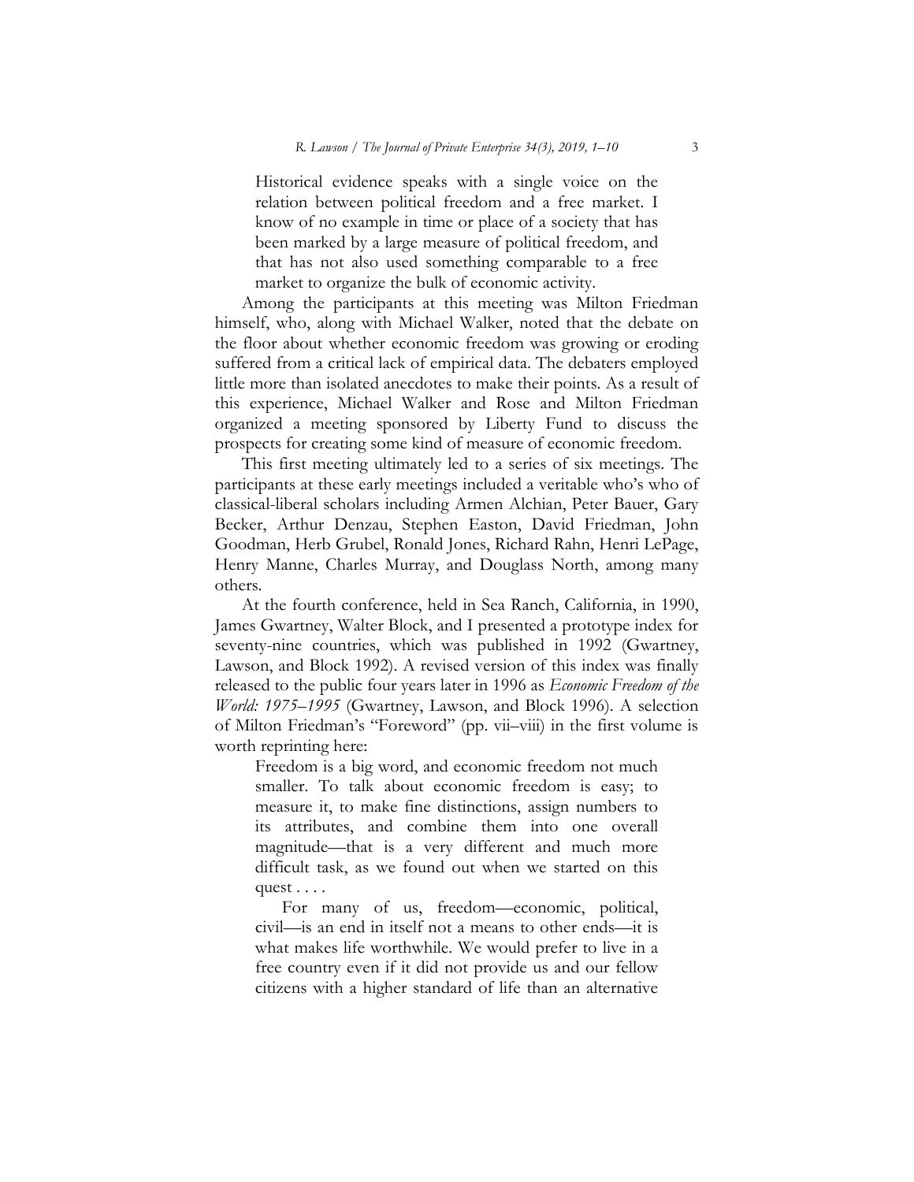> Historical evidence speaks with a single voice on the relation between political freedom and a free market. I know of no example in time or place of a society that has been marked by a large measure of political freedom, and that has not also used something comparable to a free market to organize the bulk of economic activity.

Among the participants at this meeting was Milton Friedman himself, who, along with Michael Walker, noted that the debate on the floor about whether economic freedom was growing or eroding suffered from a critical lack of empirical data. The debaters employed little more than isolated anecdotes to make their points. As a result of this experience, Michael Walker and Rose and Milton Friedman organized a meeting sponsored by Liberty Fund to discuss the prospects for creating some kind of measure of economic freedom.

This first meeting ultimately led to a series of six meetings. The participants at these early meetings included a veritable who's who of classical-liberal scholars including Armen Alchian, Peter Bauer, Gary Becker, Arthur Denzau, Stephen Easton, David Friedman, John Goodman, Herb Grubel, Ronald Jones, Richard Rahn, Henri LePage, Henry Manne, Charles Murray, and Douglass North, among many others.

At the fourth conference, held in Sea Ranch, California, in 1990, James Gwartney, Walter Block, and I presented a prototype index for seventy-nine countries, which was published in 1992 (Gwartney, Lawson, and Block 1992). A revised version of this index was finally released to the public four years later in 1996 as *Economic Freedom of the World: 1975–1995* (Gwartney, Lawson, and Block 1996). A selection of Milton Friedman's "Foreword" (pp. vii–viii) in the first volume is worth reprinting here:

> Freedom is a big word, and economic freedom not much smaller. To talk about economic freedom is easy; to measure it, to make fine distinctions, assign numbers to its attributes, and combine them into one overall magnitude—that is a very different and much more difficult task, as we found out when we started on this quest . . . .
>
> For many of us, freedom—economic, political, civil—is an end in itself not a means to other ends—it is what makes life worthwhile. We would prefer to live in a free country even if it did not provide us and our fellow citizens with a higher standard of life than an alternative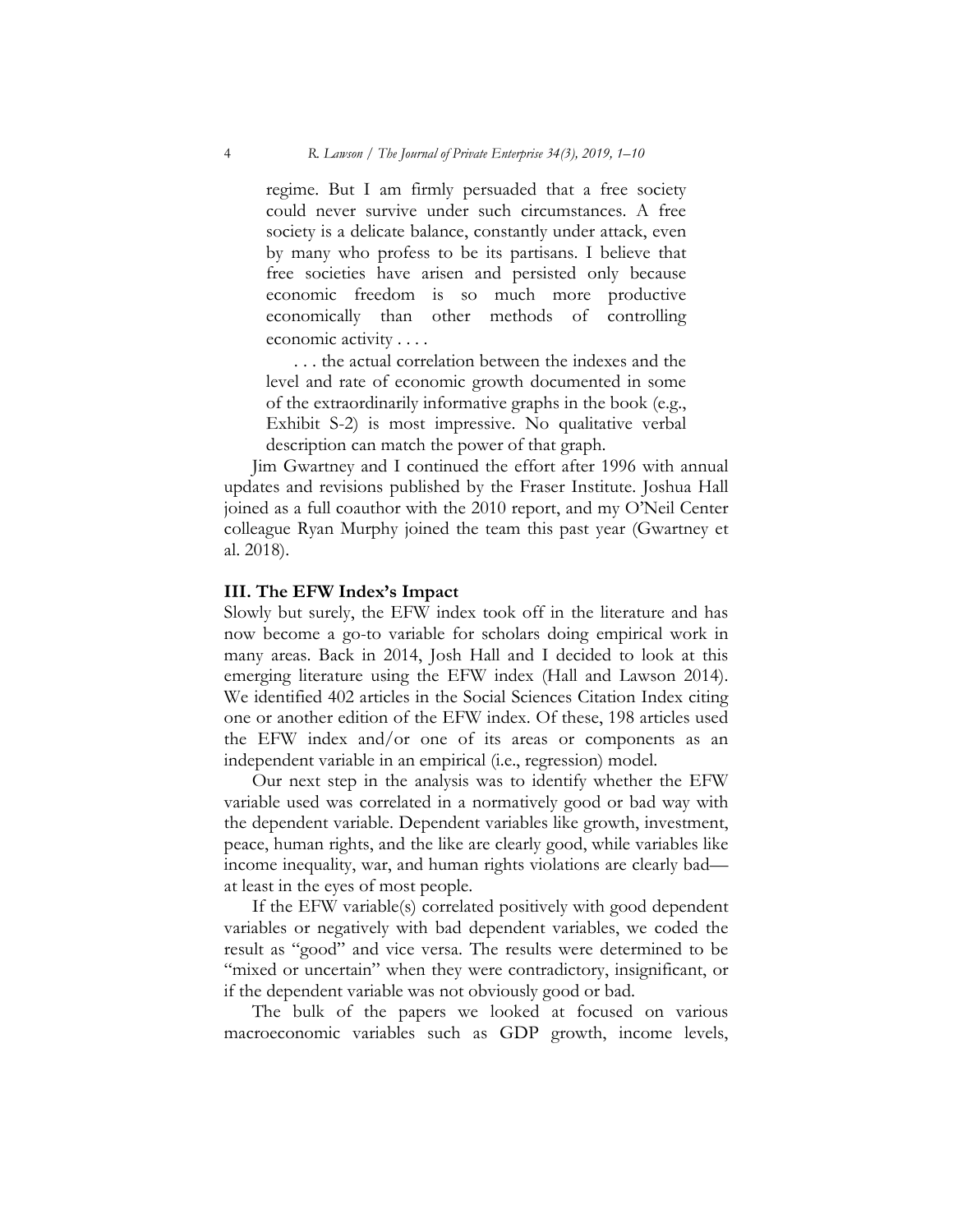> regime. But I am firmly persuaded that a free society could never survive under such circumstances. A free society is a delicate balance, constantly under attack, even by many who profess to be its partisans. I believe that free societies have arisen and persisted only because economic freedom is so much more productive economically than other methods of controlling economic activity . . . .
>
> . . . the actual correlation between the indexes and the level and rate of economic growth documented in some of the extraordinarily informative graphs in the book (e.g., Exhibit S-2) is most impressive. No qualitative verbal description can match the power of that graph.

Jim Gwartney and I continued the effort after 1996 with annual updates and revisions published by the Fraser Institute. Joshua Hall joined as a full coauthor with the 2010 report, and my O'Neil Center colleague Ryan Murphy joined the team this past year (Gwartney et al. 2018).

### III. The EFW Index's Impact

Slowly but surely, the EFW index took off in the literature and has now become a go-to variable for scholars doing empirical work in many areas. Back in 2014, Josh Hall and I decided to look at this emerging literature using the EFW index (Hall and Lawson 2014). We identified 402 articles in the Social Sciences Citation Index citing one or another edition of the EFW index. Of these, 198 articles used the EFW index and/or one of its areas or components as an independent variable in an empirical (i.e., regression) model.

Our next step in the analysis was to identify whether the EFW variable used was correlated in a normatively good or bad way with the dependent variable. Dependent variables like growth, investment, peace, human rights, and the like are clearly good, while variables like income inequality, war, and human rights violations are clearly bad—at least in the eyes of most people.

If the EFW variable(s) correlated positively with good dependent variables or negatively with bad dependent variables, we coded the result as "good" and vice versa. The results were determined to be "mixed or uncertain" when they were contradictory, insignificant, or if the dependent variable was not obviously good or bad.

The bulk of the papers we looked at focused on various macroeconomic variables such as GDP growth, income levels,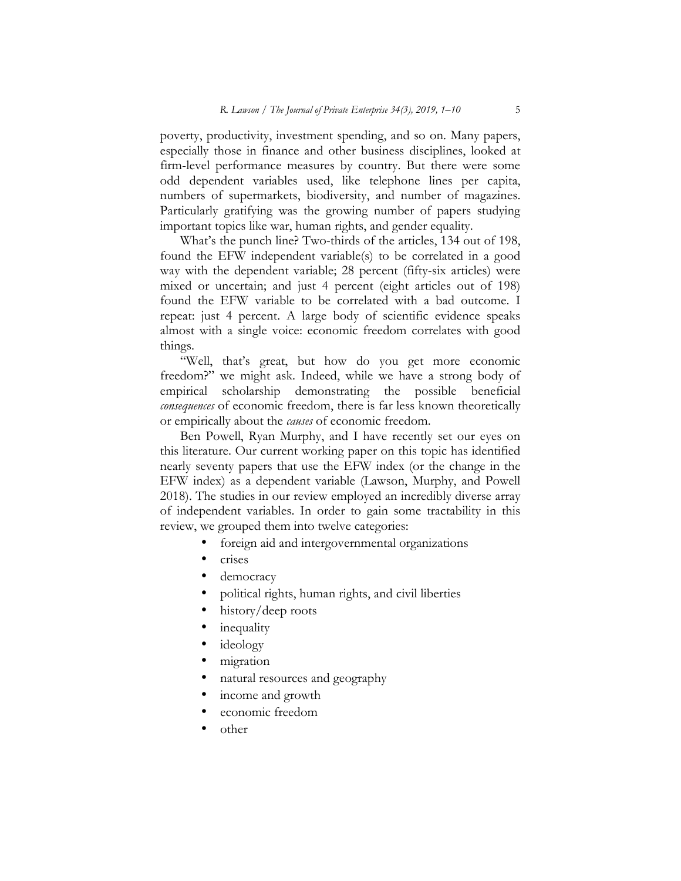poverty, productivity, investment spending, and so on. Many papers, especially those in finance and other business disciplines, looked at firm-level performance measures by country. But there were some odd dependent variables used, like telephone lines per capita, numbers of supermarkets, biodiversity, and number of magazines. Particularly gratifying was the growing number of papers studying important topics like war, human rights, and gender equality.

What's the punch line? Two-thirds of the articles, 134 out of 198, found the EFW independent variable(s) to be correlated in a good way with the dependent variable; 28 percent (fifty-six articles) were mixed or uncertain; and just 4 percent (eight articles out of 198) found the EFW variable to be correlated with a bad outcome. I repeat: just 4 percent. A large body of scientific evidence speaks almost with a single voice: economic freedom correlates with good things.

"Well, that's great, but how do you get more economic freedom?" we might ask. Indeed, while we have a strong body of empirical scholarship demonstrating the possible beneficial *consequences* of economic freedom, there is far less known theoretically or empirically about the *causes* of economic freedom.

Ben Powell, Ryan Murphy, and I have recently set our eyes on this literature. Our current working paper on this topic has identified nearly seventy papers that use the EFW index (or the change in the EFW index) as a dependent variable (Lawson, Murphy, and Powell 2018). The studies in our review employed an incredibly diverse array of independent variables. In order to gain some tractability in this review, we grouped them into twelve categories:

- foreign aid and intergovernmental organizations
- crises
- democracy
- political rights, human rights, and civil liberties
- history/deep roots
- inequality
- ideology
- migration
- natural resources and geography
- income and growth
- economic freedom
- other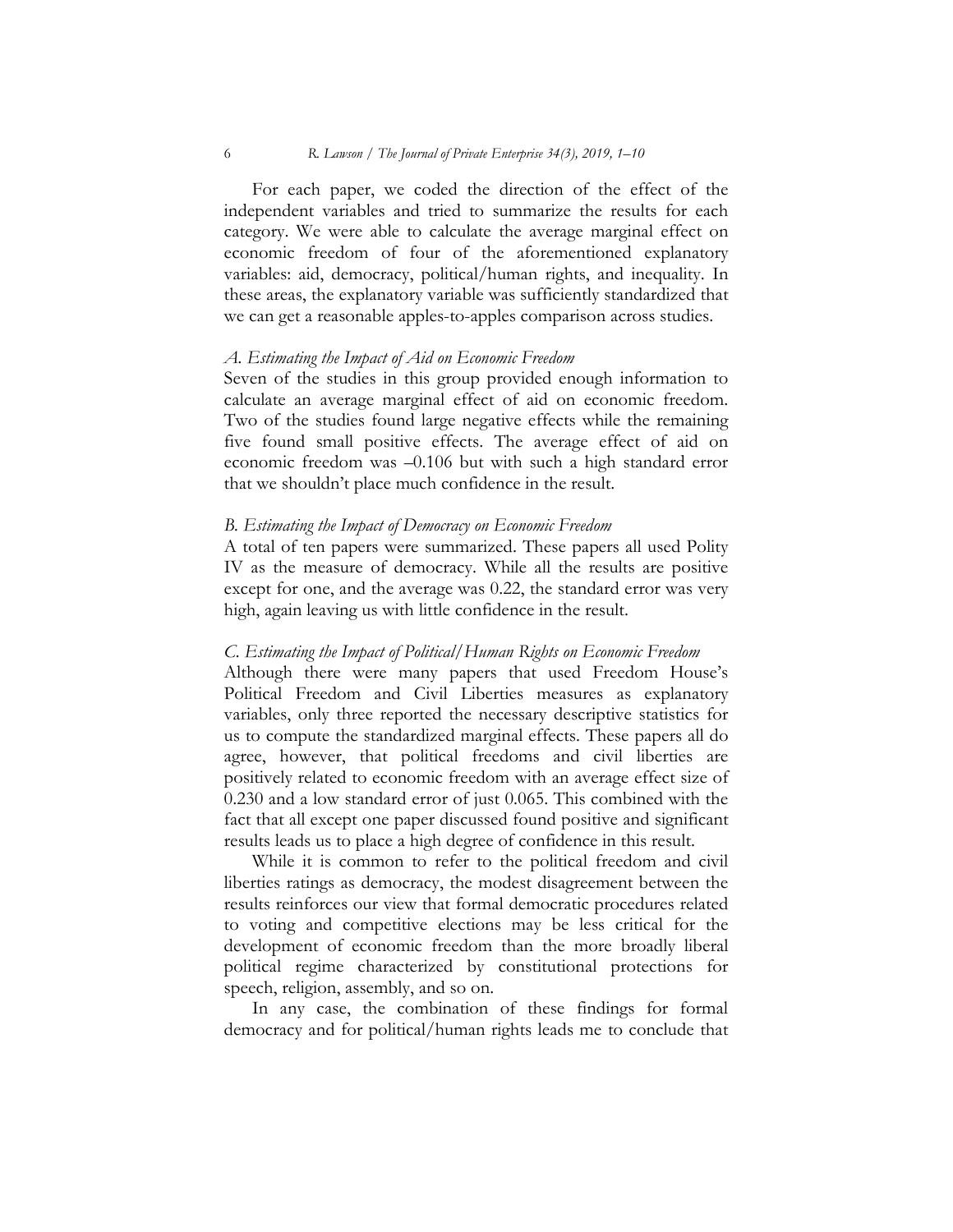For each paper, we coded the direction of the effect of the independent variables and tried to summarize the results for each category. We were able to calculate the average marginal effect on economic freedom of four of the aforementioned explanatory variables: aid, democracy, political/human rights, and inequality. In these areas, the explanatory variable was sufficiently standardized that we can get a reasonable apples-to-apples comparison across studies.

### *A. Estimating the Impact of Aid on Economic Freedom*

Seven of the studies in this group provided enough information to calculate an average marginal effect of aid on economic freedom. Two of the studies found large negative effects while the remaining five found small positive effects. The average effect of aid on economic freedom was –0.106 but with such a high standard error that we shouldn't place much confidence in the result.

### *B. Estimating the Impact of Democracy on Economic Freedom*

A total of ten papers were summarized. These papers all used Polity IV as the measure of democracy. While all the results are positive except for one, and the average was 0.22, the standard error was very high, again leaving us with little confidence in the result.

### *C. Estimating the Impact of Political/Human Rights on Economic Freedom*

Although there were many papers that used Freedom House's Political Freedom and Civil Liberties measures as explanatory variables, only three reported the necessary descriptive statistics for us to compute the standardized marginal effects. These papers all do agree, however, that political freedoms and civil liberties are positively related to economic freedom with an average effect size of 0.230 and a low standard error of just 0.065. This combined with the fact that all except one paper discussed found positive and significant results leads us to place a high degree of confidence in this result.

While it is common to refer to the political freedom and civil liberties ratings as democracy, the modest disagreement between the results reinforces our view that formal democratic procedures related to voting and competitive elections may be less critical for the development of economic freedom than the more broadly liberal political regime characterized by constitutional protections for speech, religion, assembly, and so on.

In any case, the combination of these findings for formal democracy and for political/human rights leads me to conclude that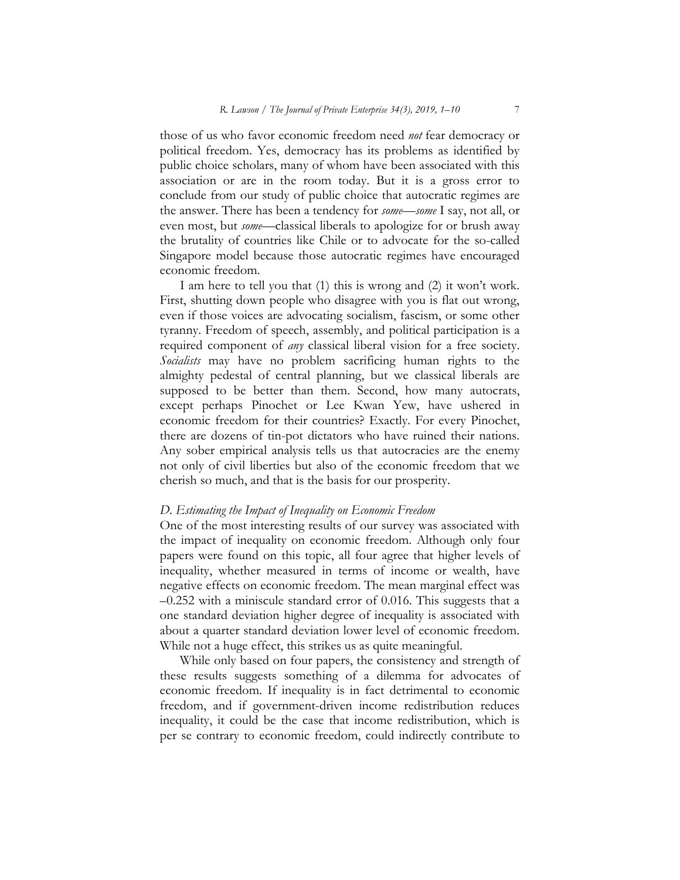those of us who favor economic freedom need *not* fear democracy or political freedom. Yes, democracy has its problems as identified by public choice scholars, many of whom have been associated with this association or are in the room today. But it is a gross error to conclude from our study of public choice that autocratic regimes are the answer. There has been a tendency for *some*—*some* I say, not all, or even most, but *some*—classical liberals to apologize for or brush away the brutality of countries like Chile or to advocate for the so-called Singapore model because those autocratic regimes have encouraged economic freedom.

I am here to tell you that (1) this is wrong and (2) it won't work. First, shutting down people who disagree with you is flat out wrong, even if those voices are advocating socialism, fascism, or some other tyranny. Freedom of speech, assembly, and political participation is a required component of *any* classical liberal vision for a free society. *Socialists* may have no problem sacrificing human rights to the almighty pedestal of central planning, but we classical liberals are supposed to be better than them. Second, how many autocrats, except perhaps Pinochet or Lee Kwan Yew, have ushered in economic freedom for their countries? Exactly. For every Pinochet, there are dozens of tin-pot dictators who have ruined their nations. Any sober empirical analysis tells us that autocracies are the enemy not only of civil liberties but also of the economic freedom that we cherish so much, and that is the basis for our prosperity.

### *D. Estimating the Impact of Inequality on Economic Freedom*

One of the most interesting results of our survey was associated with the impact of inequality on economic freedom. Although only four papers were found on this topic, all four agree that higher levels of inequality, whether measured in terms of income or wealth, have negative effects on economic freedom. The mean marginal effect was –0.252 with a miniscule standard error of 0.016. This suggests that a one standard deviation higher degree of inequality is associated with about a quarter standard deviation lower level of economic freedom. While not a huge effect, this strikes us as quite meaningful.

While only based on four papers, the consistency and strength of these results suggests something of a dilemma for advocates of economic freedom. If inequality is in fact detrimental to economic freedom, and if government-driven income redistribution reduces inequality, it could be the case that income redistribution, which is per se contrary to economic freedom, could indirectly contribute to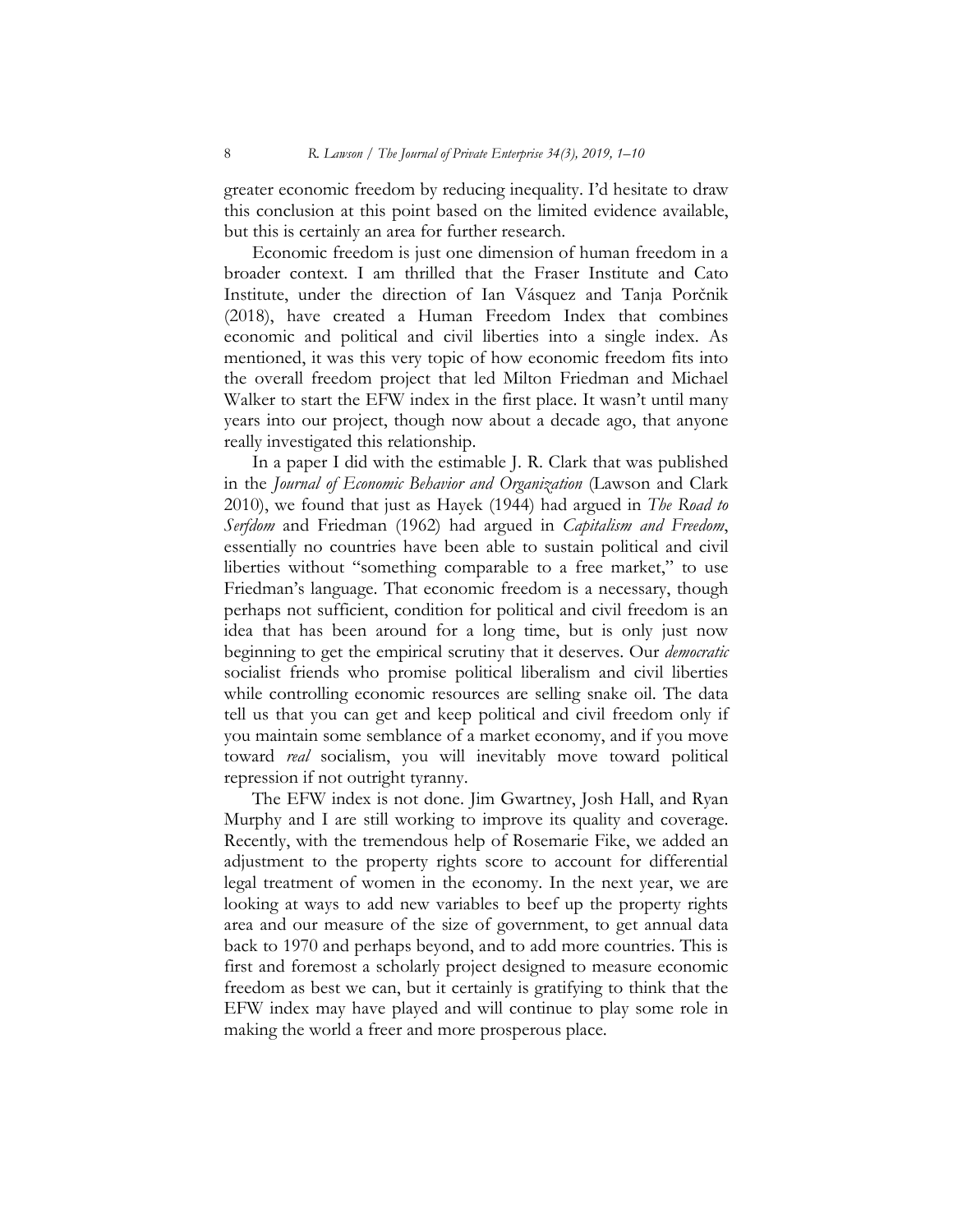greater economic freedom by reducing inequality. I'd hesitate to draw this conclusion at this point based on the limited evidence available, but this is certainly an area for further research.

Economic freedom is just one dimension of human freedom in a broader context. I am thrilled that the Fraser Institute and Cato Institute, under the direction of Ian Vásquez and Tanja Porčnik (2018), have created a Human Freedom Index that combines economic and political and civil liberties into a single index. As mentioned, it was this very topic of how economic freedom fits into the overall freedom project that led Milton Friedman and Michael Walker to start the EFW index in the first place. It wasn't until many years into our project, though now about a decade ago, that anyone really investigated this relationship.

In a paper I did with the estimable J. R. Clark that was published in the *Journal of Economic Behavior and Organization* (Lawson and Clark 2010), we found that just as Hayek (1944) had argued in *The Road to Serfdom* and Friedman (1962) had argued in *Capitalism and Freedom*, essentially no countries have been able to sustain political and civil liberties without "something comparable to a free market," to use Friedman's language. That economic freedom is a necessary, though perhaps not sufficient, condition for political and civil freedom is an idea that has been around for a long time, but is only just now beginning to get the empirical scrutiny that it deserves. Our *democratic* socialist friends who promise political liberalism and civil liberties while controlling economic resources are selling snake oil. The data tell us that you can get and keep political and civil freedom only if you maintain some semblance of a market economy, and if you move toward *real* socialism, you will inevitably move toward political repression if not outright tyranny.

The EFW index is not done. Jim Gwartney, Josh Hall, and Ryan Murphy and I are still working to improve its quality and coverage. Recently, with the tremendous help of Rosemarie Fike, we added an adjustment to the property rights score to account for differential legal treatment of women in the economy. In the next year, we are looking at ways to add new variables to beef up the property rights area and our measure of the size of government, to get annual data back to 1970 and perhaps beyond, and to add more countries. This is first and foremost a scholarly project designed to measure economic freedom as best we can, but it certainly is gratifying to think that the EFW index may have played and will continue to play some role in making the world a freer and more prosperous place.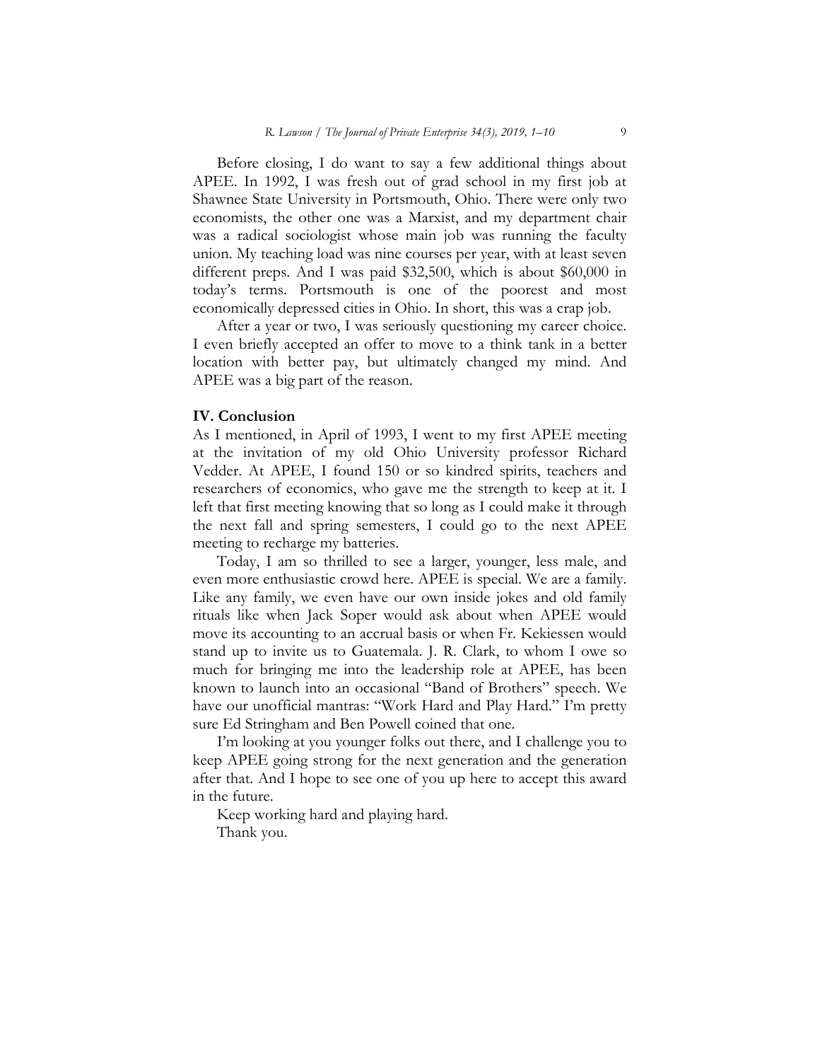Before closing, I do want to say a few additional things about APEE. In 1992, I was fresh out of grad school in my first job at Shawnee State University in Portsmouth, Ohio. There were only two economists, the other one was a Marxist, and my department chair was a radical sociologist whose main job was running the faculty union. My teaching load was nine courses per year, with at least seven different preps. And I was paid $32,500, which is about $60,000 in today's terms. Portsmouth is one of the poorest and most economically depressed cities in Ohio. In short, this was a crap job.

After a year or two, I was seriously questioning my career choice. I even briefly accepted an offer to move to a think tank in a better location with better pay, but ultimately changed my mind. And APEE was a big part of the reason.

## IV. Conclusion

As I mentioned, in April of 1993, I went to my first APEE meeting at the invitation of my old Ohio University professor Richard Vedder. At APEE, I found 150 or so kindred spirits, teachers and researchers of economics, who gave me the strength to keep at it. I left that first meeting knowing that so long as I could make it through the next fall and spring semesters, I could go to the next APEE meeting to recharge my batteries.

Today, I am so thrilled to see a larger, younger, less male, and even more enthusiastic crowd here. APEE is special. We are a family. Like any family, we even have our own inside jokes and old family rituals like when Jack Soper would ask about when APEE would move its accounting to an accrual basis or when Fr. Kekiessen would stand up to invite us to Guatemala. J. R. Clark, to whom I owe so much for bringing me into the leadership role at APEE, has been known to launch into an occasional "Band of Brothers" speech. We have our unofficial mantras: "Work Hard and Play Hard." I'm pretty sure Ed Stringham and Ben Powell coined that one.

I'm looking at you younger folks out there, and I challenge you to keep APEE going strong for the next generation and the generation after that. And I hope to see one of you up here to accept this award in the future.

Keep working hard and playing hard.

Thank you.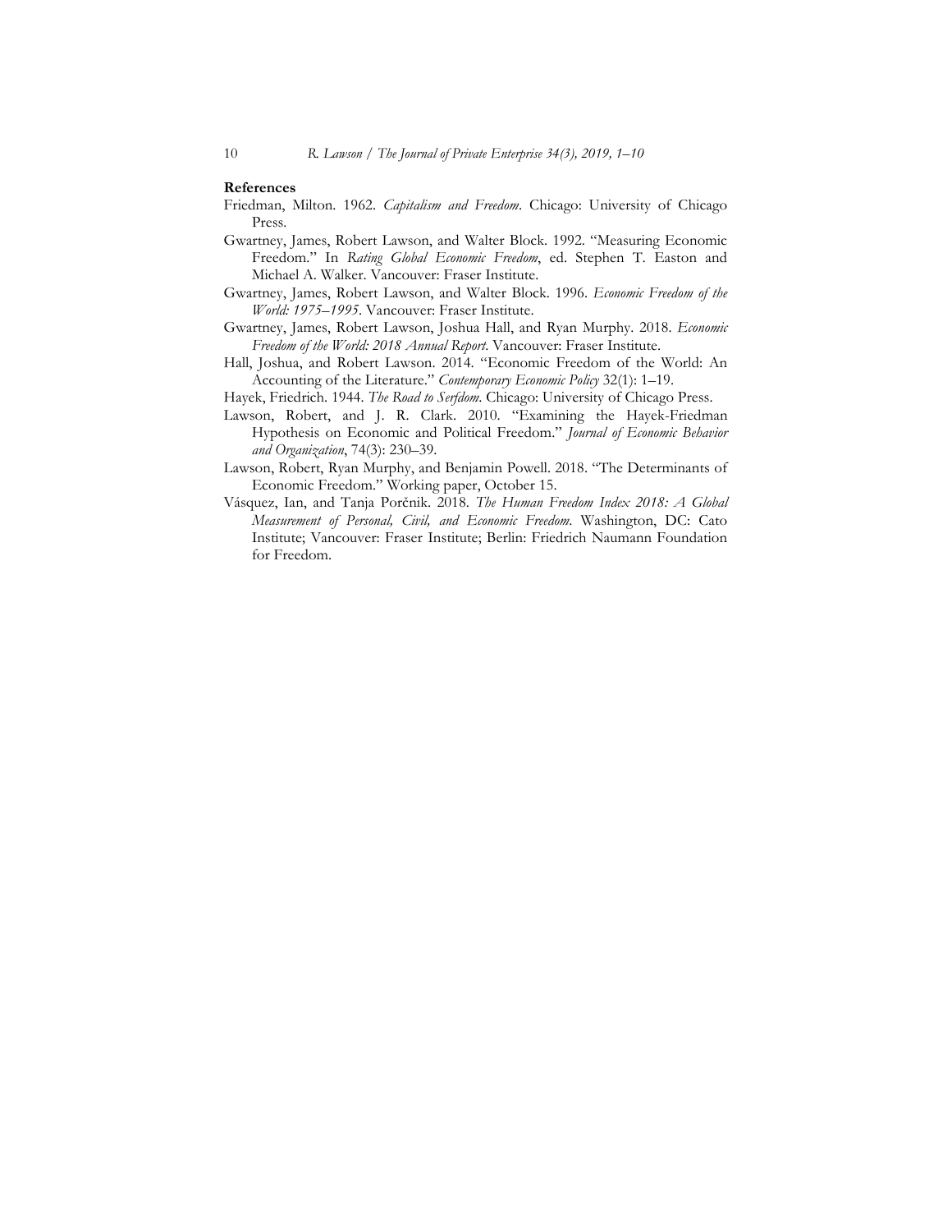**References**

Friedman, Milton. 1962. *Capitalism and Freedom*. Chicago: University of Chicago Press.

Gwartney, James, Robert Lawson, and Walter Block. 1992. "Measuring Economic Freedom." In *Rating Global Economic Freedom*, ed. Stephen T. Easton and Michael A. Walker. Vancouver: Fraser Institute.

Gwartney, James, Robert Lawson, and Walter Block. 1996. *Economic Freedom of the World: 1975–1995*. Vancouver: Fraser Institute.

Gwartney, James, Robert Lawson, Joshua Hall, and Ryan Murphy. 2018. *Economic Freedom of the World: 2018 Annual Report*. Vancouver: Fraser Institute.

Hall, Joshua, and Robert Lawson. 2014. "Economic Freedom of the World: An Accounting of the Literature." *Contemporary Economic Policy* 32(1): 1–19.

Hayek, Friedrich. 1944. *The Road to Serfdom*. Chicago: University of Chicago Press.

Lawson, Robert, and J. R. Clark. 2010. "Examining the Hayek-Friedman Hypothesis on Economic and Political Freedom." *Journal of Economic Behavior and Organization*, 74(3): 230–39.

Lawson, Robert, Ryan Murphy, and Benjamin Powell. 2018. "The Determinants of Economic Freedom." Working paper, October 15.

Vásquez, Ian, and Tanja Porčnik. 2018. *The Human Freedom Index 2018: A Global Measurement of Personal, Civil, and Economic Freedom*. Washington, DC: Cato Institute; Vancouver: Fraser Institute; Berlin: Friedrich Naumann Foundation for Freedom.